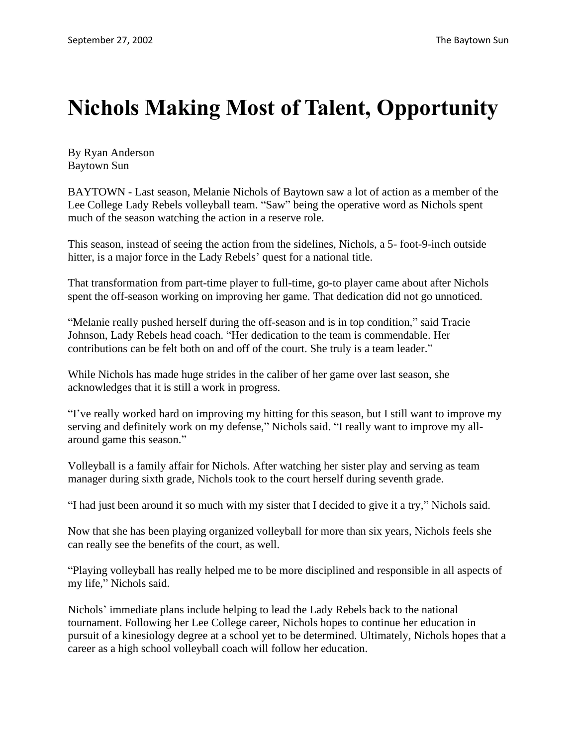# Nichols Making Most of Talent, Opportunity

By Ryan Anderson
Baytown Sun

BAYTOWN - Last season, Melanie Nichols of Baytown saw a lot of action as a member of the Lee College Lady Rebels volleyball team. “Saw” being the operative word as Nichols spent much of the season watching the action in a reserve role.

This season, instead of seeing the action from the sidelines, Nichols, a 5- foot-9-inch outside hitter, is a major force in the Lady Rebels’ quest for a national title.

That transformation from part-time player to full-time, go-to player came about after Nichols spent the off-season working on improving her game. That dedication did not go unnoticed.

“Melanie really pushed herself during the off-season and is in top condition,” said Tracie Johnson, Lady Rebels head coach. “Her dedication to the team is commendable. Her contributions can be felt both on and off of the court. She truly is a team leader.”

While Nichols has made huge strides in the caliber of her game over last season, she acknowledges that it is still a work in progress.

“I’ve really worked hard on improving my hitting for this season, but I still want to improve my serving and definitely work on my defense,” Nichols said. “I really want to improve my all-around game this season.”

Volleyball is a family affair for Nichols. After watching her sister play and serving as team manager during sixth grade, Nichols took to the court herself during seventh grade.

“I had just been around it so much with my sister that I decided to give it a try,” Nichols said.

Now that she has been playing organized volleyball for more than six years, Nichols feels she can really see the benefits of the court, as well.

“Playing volleyball has really helped me to be more disciplined and responsible in all aspects of my life,” Nichols said.

Nichols’ immediate plans include helping to lead the Lady Rebels back to the national tournament. Following her Lee College career, Nichols hopes to continue her education in pursuit of a kinesiology degree at a school yet to be determined. Ultimately, Nichols hopes that a career as a high school volleyball coach will follow her education.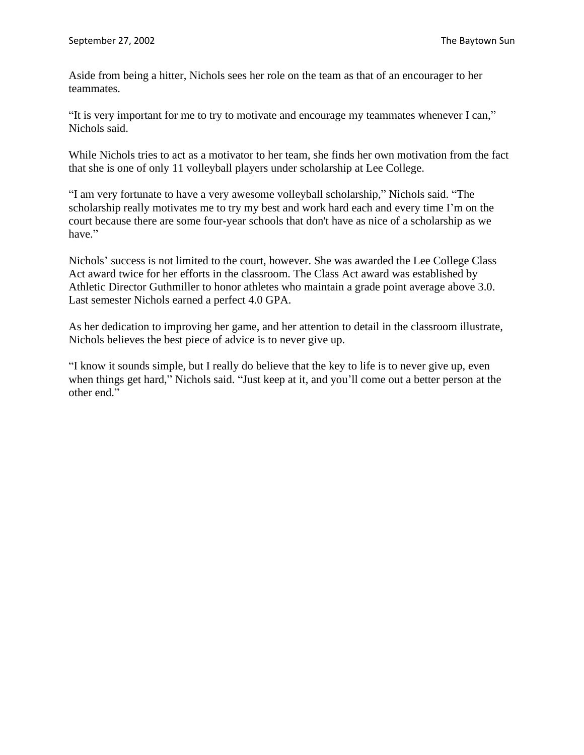Aside from being a hitter, Nichols sees her role on the team as that of an encourager to her teammates.

“It is very important for me to try to motivate and encourage my teammates whenever I can,” Nichols said.

While Nichols tries to act as a motivator to her team, she finds her own motivation from the fact that she is one of only 11 volleyball players under scholarship at Lee College.

“I am very fortunate to have a very awesome volleyball scholarship,” Nichols said. “The scholarship really motivates me to try my best and work hard each and every time I’m on the court because there are some four-year schools that don't have as nice of a scholarship as we have.”

Nichols’ success is not limited to the court, however. She was awarded the Lee College Class Act award twice for her efforts in the classroom. The Class Act award was established by Athletic Director Guthmiller to honor athletes who maintain a grade point average above 3.0. Last semester Nichols earned a perfect 4.0 GPA.

As her dedication to improving her game, and her attention to detail in the classroom illustrate, Nichols believes the best piece of advice is to never give up.

“I know it sounds simple, but I really do believe that the key to life is to never give up, even when things get hard,” Nichols said. “Just keep at it, and you’ll come out a better person at the other end.”